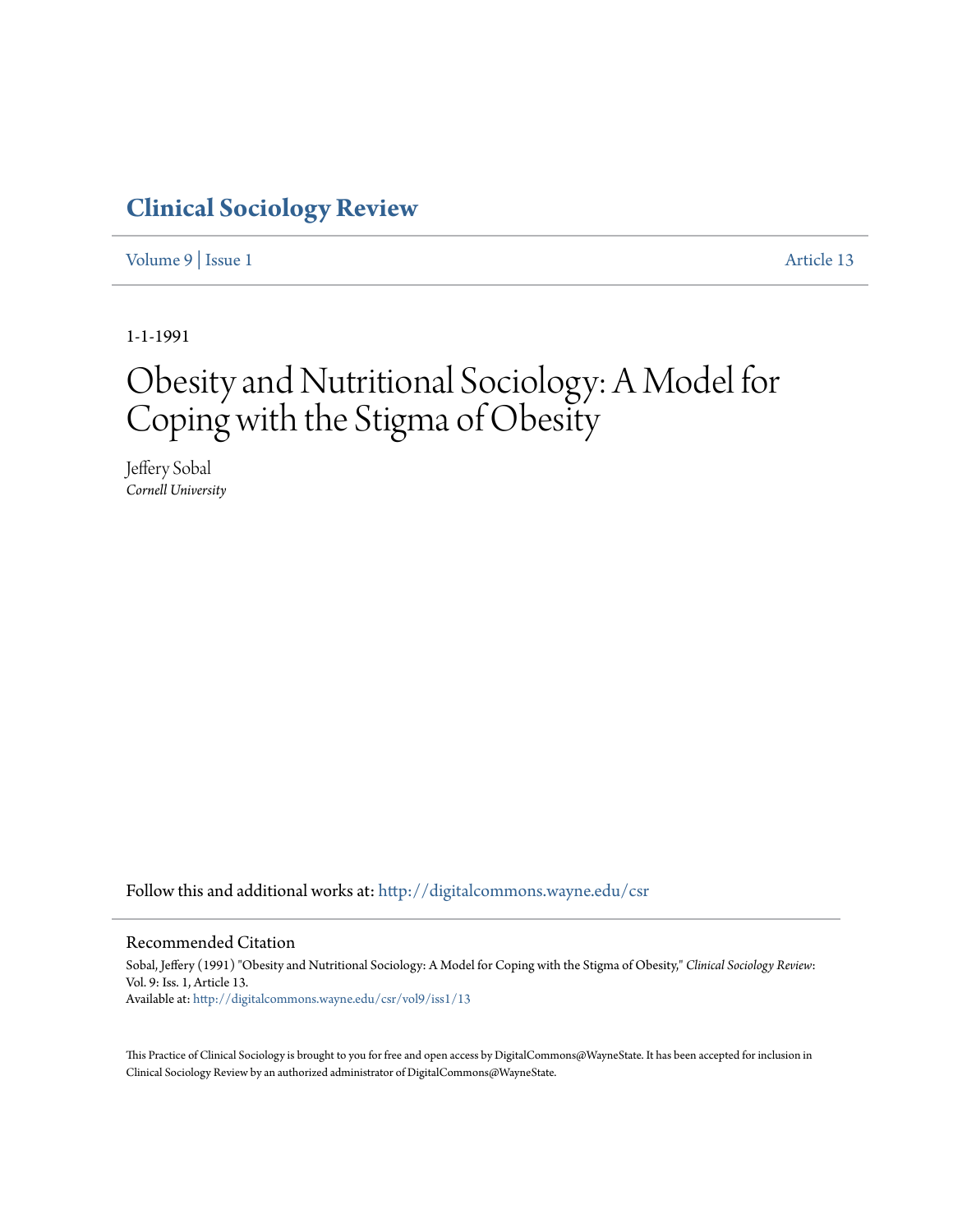# Clinical Sociology Review

Volume 9 | Issue 1 Article 13

1-1-1991

# Obesity and Nutritional Sociology: A Model for Coping with the Stigma of Obesity

Jeffery Sobal
*Cornell University*

Follow this and additional works at: http://digitalcommons.wayne.edu/csr

## Recommended Citation

Sobal, Jeffery (1991) "Obesity and Nutritional Sociology: A Model for Coping with the Stigma of Obesity," *Clinical Sociology Review*: Vol. 9: Iss. 1, Article 13.
Available at: http://digitalcommons.wayne.edu/csr/vol9/iss1/13

This Practice of Clinical Sociology is brought to you for free and open access by DigitalCommons@WayneState. It has been accepted for inclusion in Clinical Sociology Review by an authorized administrator of DigitalCommons@WayneState.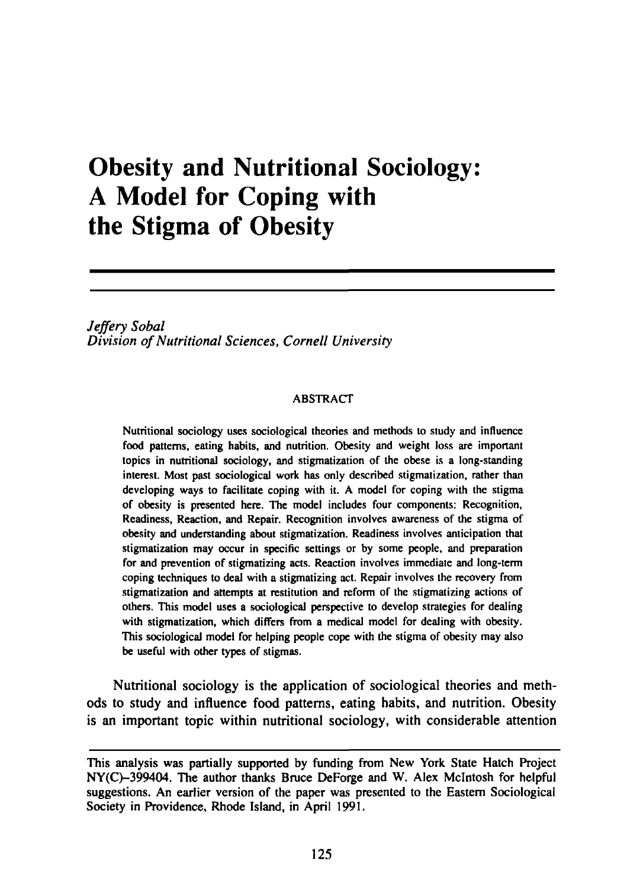# Obesity and Nutritional Sociology: A Model for Coping with the Stigma of Obesity

*Jeffery Sobal*
*Division of Nutritional Sciences, Cornell University*

ABSTRACT

Nutritional sociology uses sociological theories and methods to study and influence food patterns, eating habits, and nutrition. Obesity and weight loss are important topics in nutritional sociology, and stigmatization of the obese is a long-standing interest. Most past sociological work has only described stigmatization, rather than developing ways to facilitate coping with it. A model for coping with the stigma of obesity is presented here. The model includes four components: Recognition, Readiness, Reaction, and Repair. Recognition involves awareness of the stigma of obesity and understanding about stigmatization. Readiness involves anticipation that stigmatization may occur in specific settings or by some people, and preparation for and prevention of stigmatizing acts. Reaction involves immediate and long-term coping techniques to deal with a stigmatizing act. Repair involves the recovery from stigmatization and attempts at restitution and reform of the stigmatizing actions of others. This model uses a sociological perspective to develop strategies for dealing with stigmatization, which differs from a medical model for dealing with obesity. This sociological model for helping people cope with the stigma of obesity may also be useful with other types of stigmas.

Nutritional sociology is the application of sociological theories and methods to study and influence food patterns, eating habits, and nutrition. Obesity is an important topic within nutritional sociology, with considerable attention

---

This analysis was partially supported by funding from New York State Hatch Project NY(C)-399404. The author thanks Bruce DeForge and W. Alex McIntosh for helpful suggestions. An earlier version of the paper was presented to the Eastern Sociological Society in Providence, Rhode Island, in April 1991.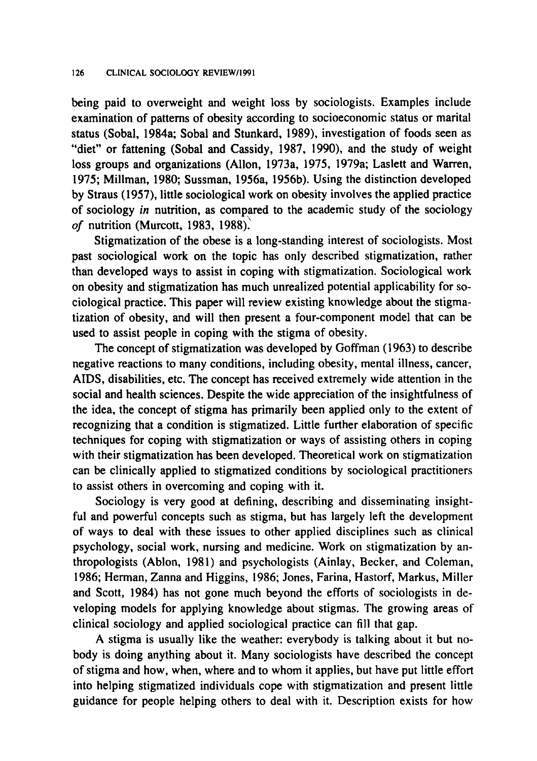being paid to overweight and weight loss by sociologists. Examples include examination of patterns of obesity according to socioeconomic status or marital status (Sobal, 1984a; Sobal and Stunkard, 1989), investigation of foods seen as "diet" or fattening (Sobal and Cassidy, 1987, 1990), and the study of weight loss groups and organizations (Allon, 1973a, 1975, 1979a; Laslett and Warren, 1975; Millman, 1980; Sussman, 1956a, 1956b). Using the distinction developed by Straus (1957), little sociological work on obesity involves the applied practice of sociology *in* nutrition, as compared to the academic study of the sociology *of* nutrition (Murcott, 1983, 1988).

Stigmatization of the obese is a long-standing interest of sociologists. Most past sociological work on the topic has only described stigmatization, rather than developed ways to assist in coping with stigmatization. Sociological work on obesity and stigmatization has much unrealized potential applicability for sociological practice. This paper will review existing knowledge about the stigmatization of obesity, and will then present a four-component model that can be used to assist people in coping with the stigma of obesity.

The concept of stigmatization was developed by Goffman (1963) to describe negative reactions to many conditions, including obesity, mental illness, cancer, AIDS, disabilities, etc. The concept has received extremely wide attention in the social and health sciences. Despite the wide appreciation of the insightfulness of the idea, the concept of stigma has primarily been applied only to the extent of recognizing that a condition is stigmatized. Little further elaboration of specific techniques for coping with stigmatization or ways of assisting others in coping with their stigmatization has been developed. Theoretical work on stigmatization can be clinically applied to stigmatized conditions by sociological practitioners to assist others in overcoming and coping with it.

Sociology is very good at defining, describing and disseminating insightful and powerful concepts such as stigma, but has largely left the development of ways to deal with these issues to other applied disciplines such as clinical psychology, social work, nursing and medicine. Work on stigmatization by anthropologists (Ablon, 1981) and psychologists (Ainlay, Becker, and Coleman, 1986; Herman, Zanna and Higgins, 1986; Jones, Farina, Hastorf, Markus, Miller and Scott, 1984) has not gone much beyond the efforts of sociologists in developing models for applying knowledge about stigmas. The growing areas of clinical sociology and applied sociological practice can fill that gap.

A stigma is usually like the weather: everybody is talking about it but nobody is doing anything about it. Many sociologists have described the concept of stigma and how, when, where and to whom it applies, but have put little effort into helping stigmatized individuals cope with stigmatization and present little guidance for people helping others to deal with it. Description exists for how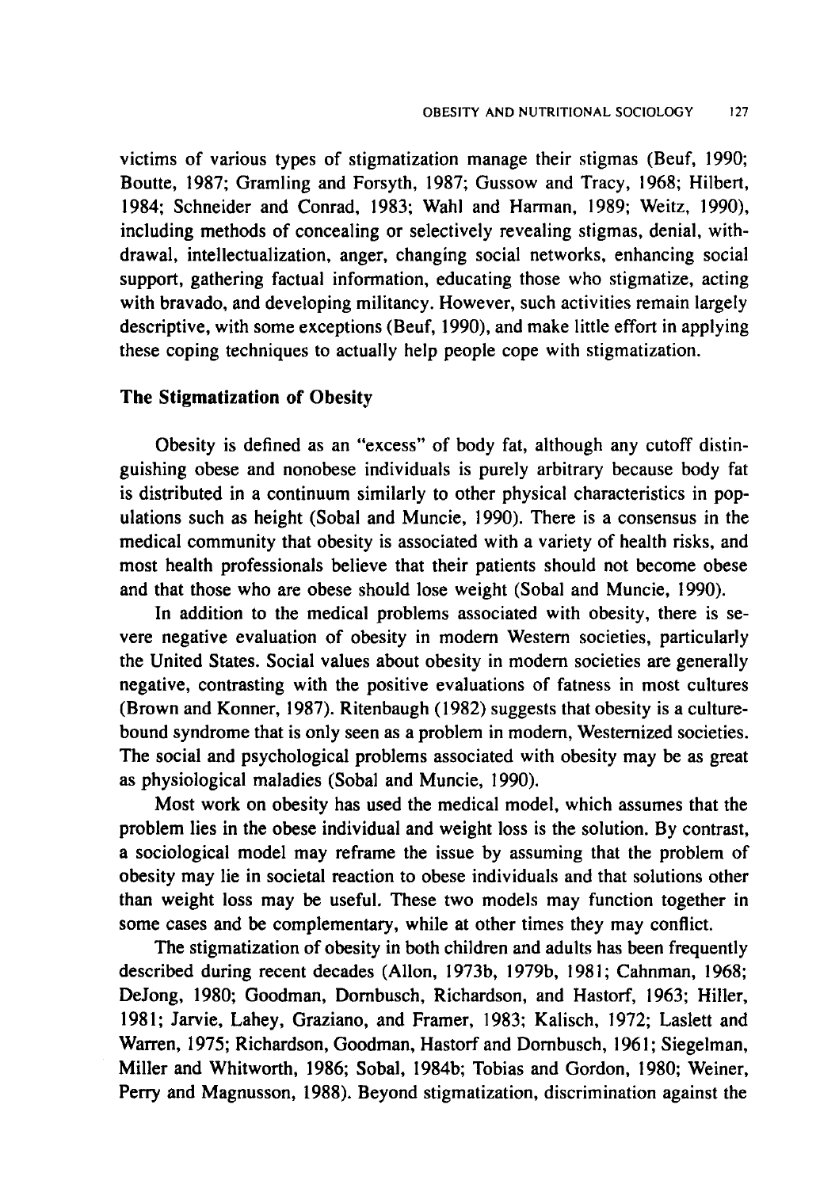victims of various types of stigmatization manage their stigmas (Beuf, 1990; Boutte, 1987; Gramling and Forsyth, 1987; Gussow and Tracy, 1968; Hilbert, 1984; Schneider and Conrad, 1983; Wahl and Harman, 1989; Weitz, 1990), including methods of concealing or selectively revealing stigmas, denial, withdrawal, intellectualization, anger, changing social networks, enhancing social support, gathering factual information, educating those who stigmatize, acting with bravado, and developing militancy. However, such activities remain largely descriptive, with some exceptions (Beuf, 1990), and make little effort in applying these coping techniques to actually help people cope with stigmatization.

### The Stigmatization of Obesity

Obesity is defined as an "excess" of body fat, although any cutoff distinguishing obese and nonobese individuals is purely arbitrary because body fat is distributed in a continuum similarly to other physical characteristics in populations such as height (Sobal and Muncie, 1990). There is a consensus in the medical community that obesity is associated with a variety of health risks, and most health professionals believe that their patients should not become obese and that those who are obese should lose weight (Sobal and Muncie, 1990).

In addition to the medical problems associated with obesity, there is severe negative evaluation of obesity in modern Western societies, particularly the United States. Social values about obesity in modern societies are generally negative, contrasting with the positive evaluations of fatness in most cultures (Brown and Konner, 1987). Ritenbaugh (1982) suggests that obesity is a culture-bound syndrome that is only seen as a problem in modern, Westernized societies. The social and psychological problems associated with obesity may be as great as physiological maladies (Sobal and Muncie, 1990).

Most work on obesity has used the medical model, which assumes that the problem lies in the obese individual and weight loss is the solution. By contrast, a sociological model may reframe the issue by assuming that the problem of obesity may lie in societal reaction to obese individuals and that solutions other than weight loss may be useful. These two models may function together in some cases and be complementary, while at other times they may conflict.

The stigmatization of obesity in both children and adults has been frequently described during recent decades (Allon, 1973b, 1979b, 1981; Cahnman, 1968; DeJong, 1980; Goodman, Dornbusch, Richardson, and Hastorf, 1963; Hiller, 1981; Jarvie, Lahey, Graziano, and Framer, 1983; Kalisch, 1972; Laslett and Warren, 1975; Richardson, Goodman, Hastorf and Dornbusch, 1961; Siegelman, Miller and Whitworth, 1986; Sobal, 1984b; Tobias and Gordon, 1980; Weiner, Perry and Magnusson, 1988). Beyond stigmatization, discrimination against the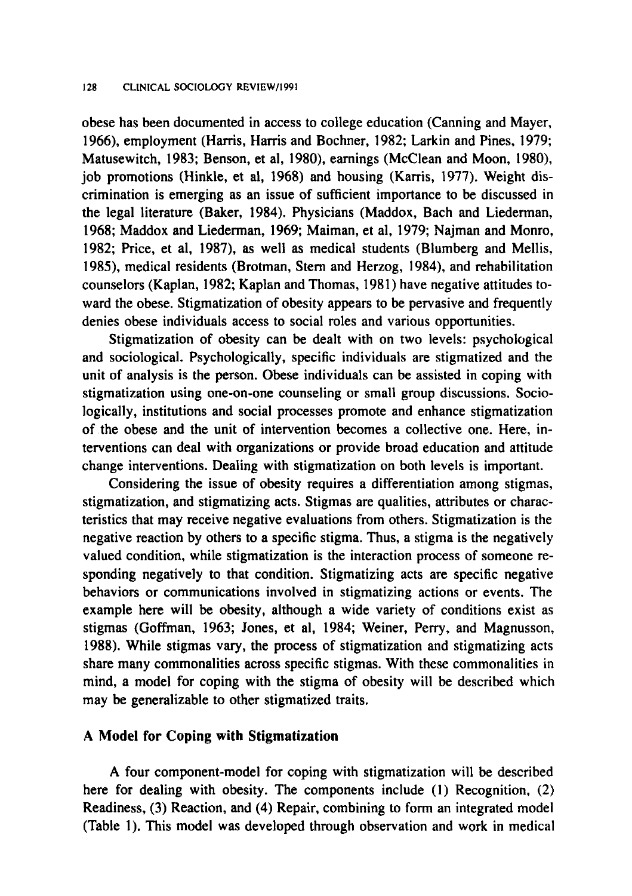obese has been documented in access to college education (Canning and Mayer, 1966), employment (Harris, Harris and Bochner, 1982; Larkin and Pines, 1979; Matusewitch, 1983; Benson, et al, 1980), earnings (McClean and Moon, 1980), job promotions (Hinkle, et al, 1968) and housing (Karris, 1977). Weight discrimination is emerging as an issue of sufficient importance to be discussed in the legal literature (Baker, 1984). Physicians (Maddox, Bach and Liederman, 1968; Maddox and Liederman, 1969; Maiman, et al, 1979; Najman and Monro, 1982; Price, et al, 1987), as well as medical students (Blumberg and Mellis, 1985), medical residents (Brotman, Stern and Herzog, 1984), and rehabilitation counselors (Kaplan, 1982; Kaplan and Thomas, 1981) have negative attitudes toward the obese. Stigmatization of obesity appears to be pervasive and frequently denies obese individuals access to social roles and various opportunities.

Stigmatization of obesity can be dealt with on two levels: psychological and sociological. Psychologically, specific individuals are stigmatized and the unit of analysis is the person. Obese individuals can be assisted in coping with stigmatization using one-on-one counseling or small group discussions. Sociologically, institutions and social processes promote and enhance stigmatization of the obese and the unit of intervention becomes a collective one. Here, interventions can deal with organizations or provide broad education and attitude change interventions. Dealing with stigmatization on both levels is important.

Considering the issue of obesity requires a differentiation among stigmas, stigmatization, and stigmatizing acts. Stigmas are qualities, attributes or characteristics that may receive negative evaluations from others. Stigmatization is the negative reaction by others to a specific stigma. Thus, a stigma is the negatively valued condition, while stigmatization is the interaction process of someone responding negatively to that condition. Stigmatizing acts are specific negative behaviors or communications involved in stigmatizing actions or events. The example here will be obesity, although a wide variety of conditions exist as stigmas (Goffman, 1963; Jones, et al, 1984; Weiner, Perry, and Magnusson, 1988). While stigmas vary, the process of stigmatization and stigmatizing acts share many commonalities across specific stigmas. With these commonalities in mind, a model for coping with the stigma of obesity will be described which may be generalizable to other stigmatized traits.

## A Model for Coping with Stigmatization

A four component-model for coping with stigmatization will be described here for dealing with obesity. The components include (1) Recognition, (2) Readiness, (3) Reaction, and (4) Repair, combining to form an integrated model (Table 1). This model was developed through observation and work in medical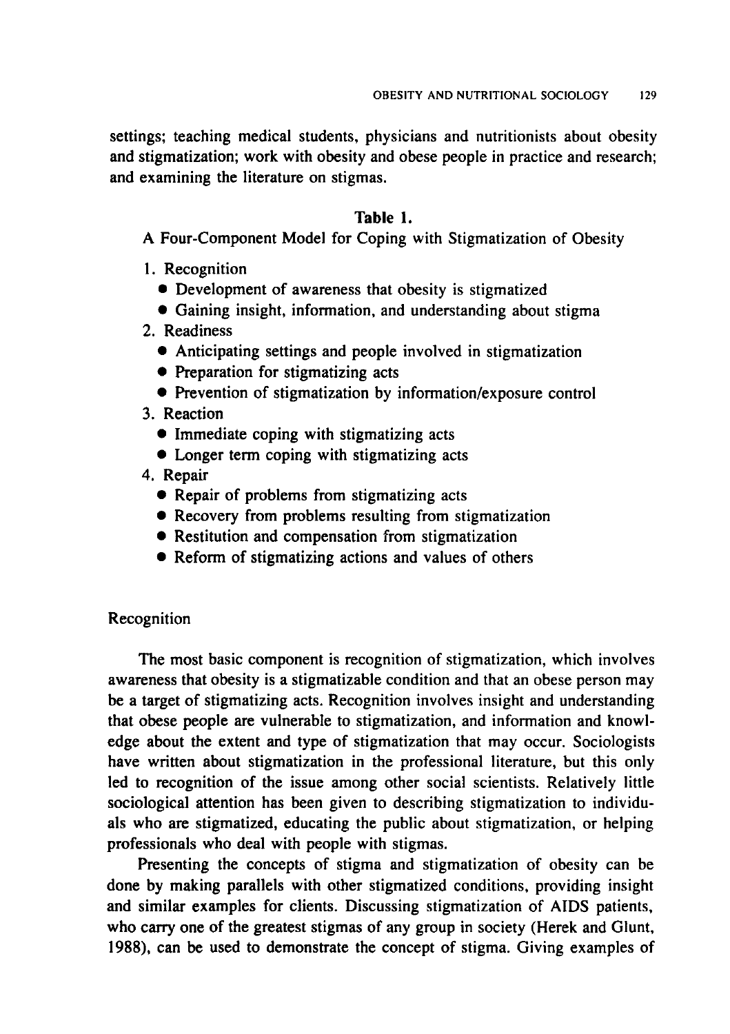settings; teaching medical students, physicians and nutritionists about obesity and stigmatization; work with obesity and obese people in practice and research; and examining the literature on stigmas.

**Table 1.**

A Four-Component Model for Coping with Stigmatization of Obesity

1. Recognition
   - Development of awareness that obesity is stigmatized
   - Gaining insight, information, and understanding about stigma
2. Readiness
   - Anticipating settings and people involved in stigmatization
   - Preparation for stigmatizing acts
   - Prevention of stigmatization by information/exposure control
3. Reaction
   - Immediate coping with stigmatizing acts
   - Longer term coping with stigmatizing acts
4. Repair
   - Repair of problems from stigmatizing acts
   - Recovery from problems resulting from stigmatization
   - Restitution and compensation from stigmatization
   - Reform of stigmatizing actions and values of others

### Recognition

The most basic component is recognition of stigmatization, which involves awareness that obesity is a stigmatizable condition and that an obese person may be a target of stigmatizing acts. Recognition involves insight and understanding that obese people are vulnerable to stigmatization, and information and knowledge about the extent and type of stigmatization that may occur. Sociologists have written about stigmatization in the professional literature, but this only led to recognition of the issue among other social scientists. Relatively little sociological attention has been given to describing stigmatization to individuals who are stigmatized, educating the public about stigmatization, or helping professionals who deal with people with stigmas.

Presenting the concepts of stigma and stigmatization of obesity can be done by making parallels with other stigmatized conditions, providing insight and similar examples for clients. Discussing stigmatization of AIDS patients, who carry one of the greatest stigmas of any group in society (Herek and Glunt, 1988), can be used to demonstrate the concept of stigma. Giving examples of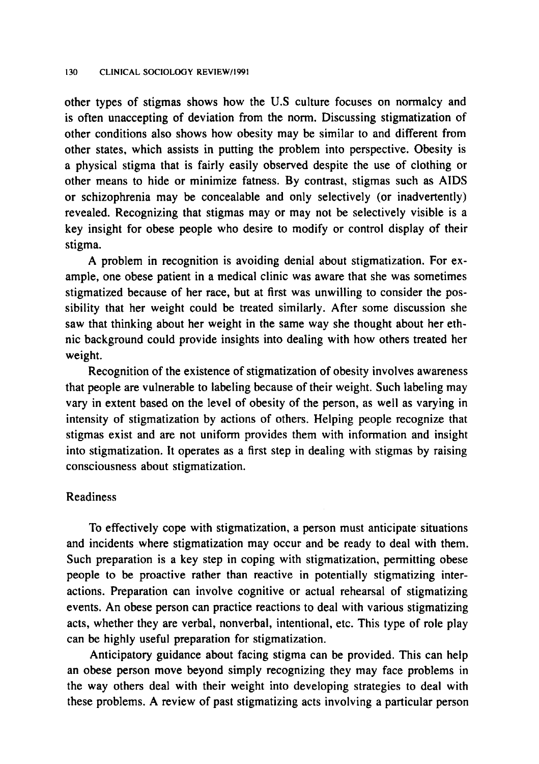other types of stigmas shows how the U.S culture focuses on normalcy and is often unaccepting of deviation from the norm. Discussing stigmatization of other conditions also shows how obesity may be similar to and different from other states, which assists in putting the problem into perspective. Obesity is a physical stigma that is fairly easily observed despite the use of clothing or other means to hide or minimize fatness. By contrast, stigmas such as AIDS or schizophrenia may be concealable and only selectively (or inadvertently) revealed. Recognizing that stigmas may or may not be selectively visible is a key insight for obese people who desire to modify or control display of their stigma.

A problem in recognition is avoiding denial about stigmatization. For example, one obese patient in a medical clinic was aware that she was sometimes stigmatized because of her race, but at first was unwilling to consider the possibility that her weight could be treated similarly. After some discussion she saw that thinking about her weight in the same way she thought about her ethnic background could provide insights into dealing with how others treated her weight.

Recognition of the existence of stigmatization of obesity involves awareness that people are vulnerable to labeling because of their weight. Such labeling may vary in extent based on the level of obesity of the person, as well as varying in intensity of stigmatization by actions of others. Helping people recognize that stigmas exist and are not uniform provides them with information and insight into stigmatization. It operates as a first step in dealing with stigmas by raising consciousness about stigmatization.

### Readiness

To effectively cope with stigmatization, a person must anticipate situations and incidents where stigmatization may occur and be ready to deal with them. Such preparation is a key step in coping with stigmatization, permitting obese people to be proactive rather than reactive in potentially stigmatizing interactions. Preparation can involve cognitive or actual rehearsal of stigmatizing events. An obese person can practice reactions to deal with various stigmatizing acts, whether they are verbal, nonverbal, intentional, etc. This type of role play can be highly useful preparation for stigmatization.

Anticipatory guidance about facing stigma can be provided. This can help an obese person move beyond simply recognizing they may face problems in the way others deal with their weight into developing strategies to deal with these problems. A review of past stigmatizing acts involving a particular person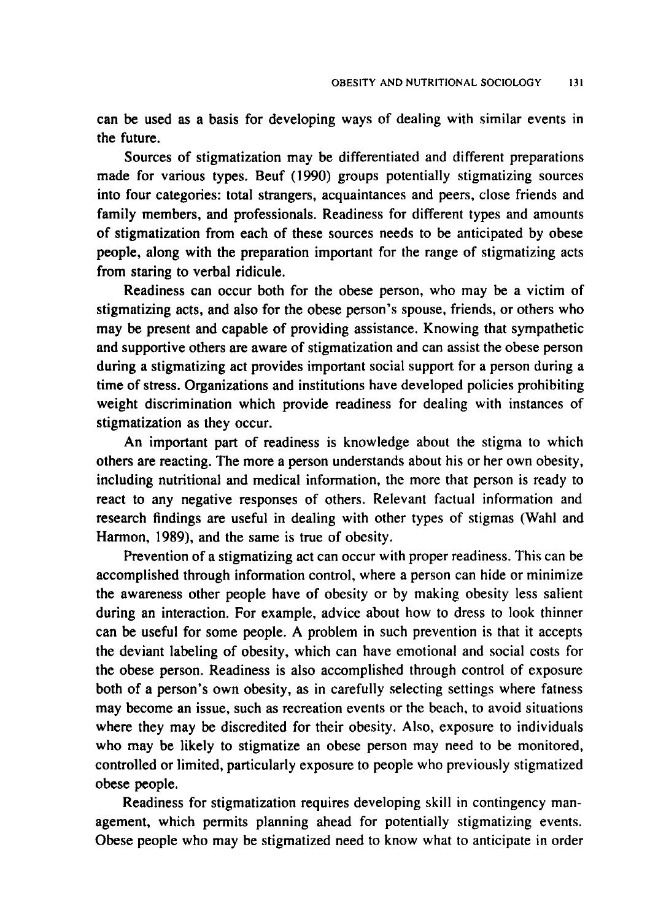can be used as a basis for developing ways of dealing with similar events in the future.

Sources of stigmatization may be differentiated and different preparations made for various types. Beuf (1990) groups potentially stigmatizing sources into four categories: total strangers, acquaintances and peers, close friends and family members, and professionals. Readiness for different types and amounts of stigmatization from each of these sources needs to be anticipated by obese people, along with the preparation important for the range of stigmatizing acts from staring to verbal ridicule.

Readiness can occur both for the obese person, who may be a victim of stigmatizing acts, and also for the obese person's spouse, friends, or others who may be present and capable of providing assistance. Knowing that sympathetic and supportive others are aware of stigmatization and can assist the obese person during a stigmatizing act provides important social support for a person during a time of stress. Organizations and institutions have developed policies prohibiting weight discrimination which provide readiness for dealing with instances of stigmatization as they occur.

An important part of readiness is knowledge about the stigma to which others are reacting. The more a person understands about his or her own obesity, including nutritional and medical information, the more that person is ready to react to any negative responses of others. Relevant factual information and research findings are useful in dealing with other types of stigmas (Wahl and Harmon, 1989), and the same is true of obesity.

Prevention of a stigmatizing act can occur with proper readiness. This can be accomplished through information control, where a person can hide or minimize the awareness other people have of obesity or by making obesity less salient during an interaction. For example, advice about how to dress to look thinner can be useful for some people. A problem in such prevention is that it accepts the deviant labeling of obesity, which can have emotional and social costs for the obese person. Readiness is also accomplished through control of exposure both of a person's own obesity, as in carefully selecting settings where fatness may become an issue, such as recreation events or the beach, to avoid situations where they may be discredited for their obesity. Also, exposure to individuals who may be likely to stigmatize an obese person may need to be monitored, controlled or limited, particularly exposure to people who previously stigmatized obese people.

Readiness for stigmatization requires developing skill in contingency management, which permits planning ahead for potentially stigmatizing events. Obese people who may be stigmatized need to know what to anticipate in order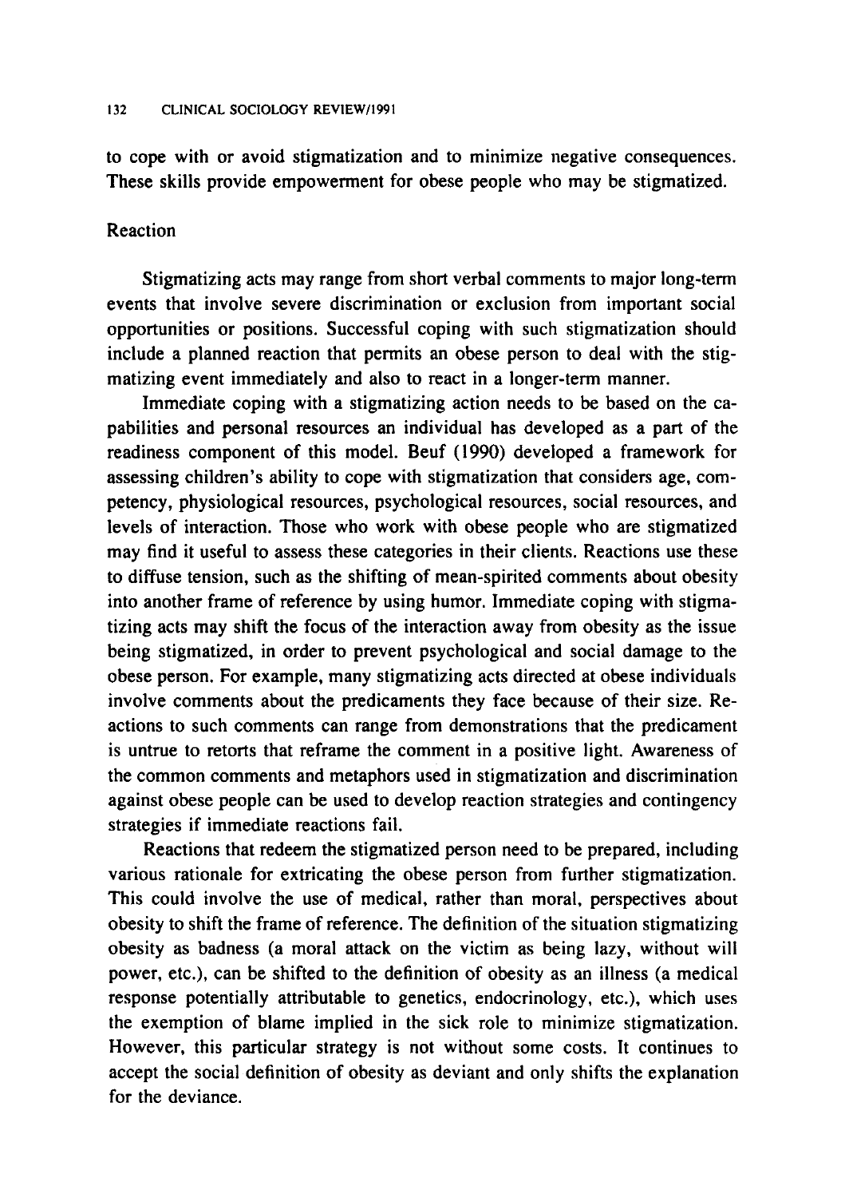to cope with or avoid stigmatization and to minimize negative consequences. These skills provide empowerment for obese people who may be stigmatized.

### Reaction

Stigmatizing acts may range from short verbal comments to major long-term events that involve severe discrimination or exclusion from important social opportunities or positions. Successful coping with such stigmatization should include a planned reaction that permits an obese person to deal with the stigmatizing event immediately and also to react in a longer-term manner.

Immediate coping with a stigmatizing action needs to be based on the capabilities and personal resources an individual has developed as a part of the readiness component of this model. Beuf (1990) developed a framework for assessing children's ability to cope with stigmatization that considers age, competency, physiological resources, psychological resources, social resources, and levels of interaction. Those who work with obese people who are stigmatized may find it useful to assess these categories in their clients. Reactions use these to diffuse tension, such as the shifting of mean-spirited comments about obesity into another frame of reference by using humor. Immediate coping with stigmatizing acts may shift the focus of the interaction away from obesity as the issue being stigmatized, in order to prevent psychological and social damage to the obese person. For example, many stigmatizing acts directed at obese individuals involve comments about the predicaments they face because of their size. Reactions to such comments can range from demonstrations that the predicament is untrue to retorts that reframe the comment in a positive light. Awareness of the common comments and metaphors used in stigmatization and discrimination against obese people can be used to develop reaction strategies and contingency strategies if immediate reactions fail.

Reactions that redeem the stigmatized person need to be prepared, including various rationale for extricating the obese person from further stigmatization. This could involve the use of medical, rather than moral, perspectives about obesity to shift the frame of reference. The definition of the situation stigmatizing obesity as badness (a moral attack on the victim as being lazy, without will power, etc.), can be shifted to the definition of obesity as an illness (a medical response potentially attributable to genetics, endocrinology, etc.), which uses the exemption of blame implied in the sick role to minimize stigmatization. However, this particular strategy is not without some costs. It continues to accept the social definition of obesity as deviant and only shifts the explanation for the deviance.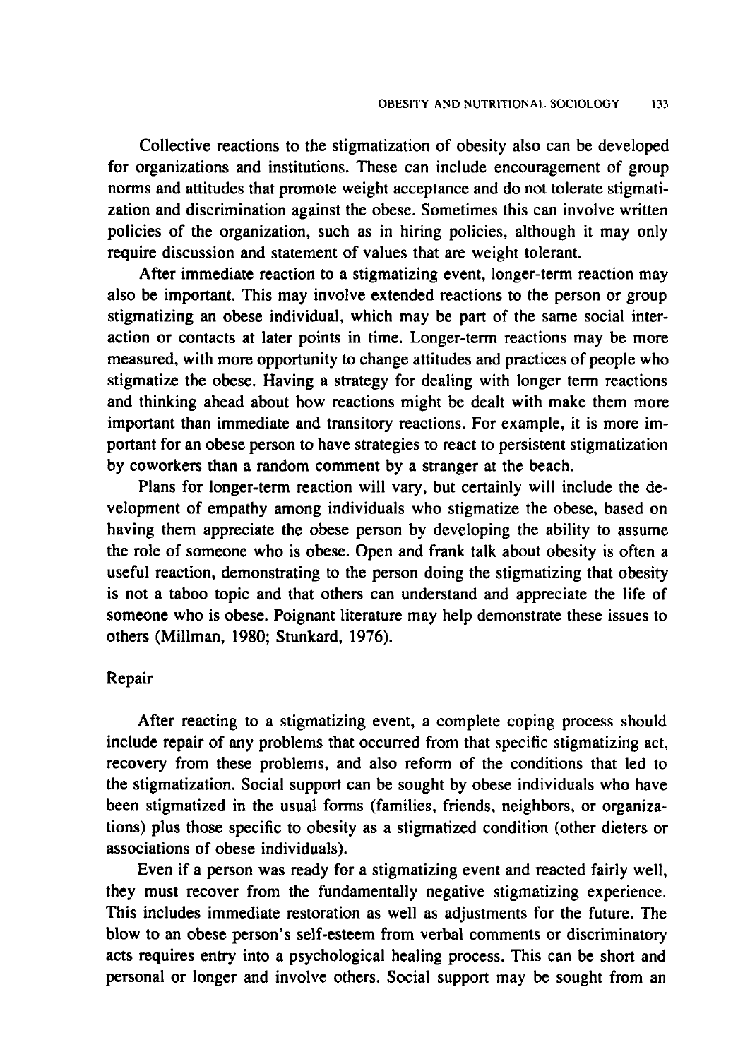Collective reactions to the stigmatization of obesity also can be developed for organizations and institutions. These can include encouragement of group norms and attitudes that promote weight acceptance and do not tolerate stigmatization and discrimination against the obese. Sometimes this can involve written policies of the organization, such as in hiring policies, although it may only require discussion and statement of values that are weight tolerant.

After immediate reaction to a stigmatizing event, longer-term reaction may also be important. This may involve extended reactions to the person or group stigmatizing an obese individual, which may be part of the same social interaction or contacts at later points in time. Longer-term reactions may be more measured, with more opportunity to change attitudes and practices of people who stigmatize the obese. Having a strategy for dealing with longer term reactions and thinking ahead about how reactions might be dealt with make them more important than immediate and transitory reactions. For example, it is more important for an obese person to have strategies to react to persistent stigmatization by coworkers than a random comment by a stranger at the beach.

Plans for longer-term reaction will vary, but certainly will include the development of empathy among individuals who stigmatize the obese, based on having them appreciate the obese person by developing the ability to assume the role of someone who is obese. Open and frank talk about obesity is often a useful reaction, demonstrating to the person doing the stigmatizing that obesity is not a taboo topic and that others can understand and appreciate the life of someone who is obese. Poignant literature may help demonstrate these issues to others (Millman, 1980; Stunkard, 1976).

### Repair

After reacting to a stigmatizing event, a complete coping process should include repair of any problems that occurred from that specific stigmatizing act, recovery from these problems, and also reform of the conditions that led to the stigmatization. Social support can be sought by obese individuals who have been stigmatized in the usual forms (families, friends, neighbors, or organizations) plus those specific to obesity as a stigmatized condition (other dieters or associations of obese individuals).

Even if a person was ready for a stigmatizing event and reacted fairly well, they must recover from the fundamentally negative stigmatizing experience. This includes immediate restoration as well as adjustments for the future. The blow to an obese person's self-esteem from verbal comments or discriminatory acts requires entry into a psychological healing process. This can be short and personal or longer and involve others. Social support may be sought from an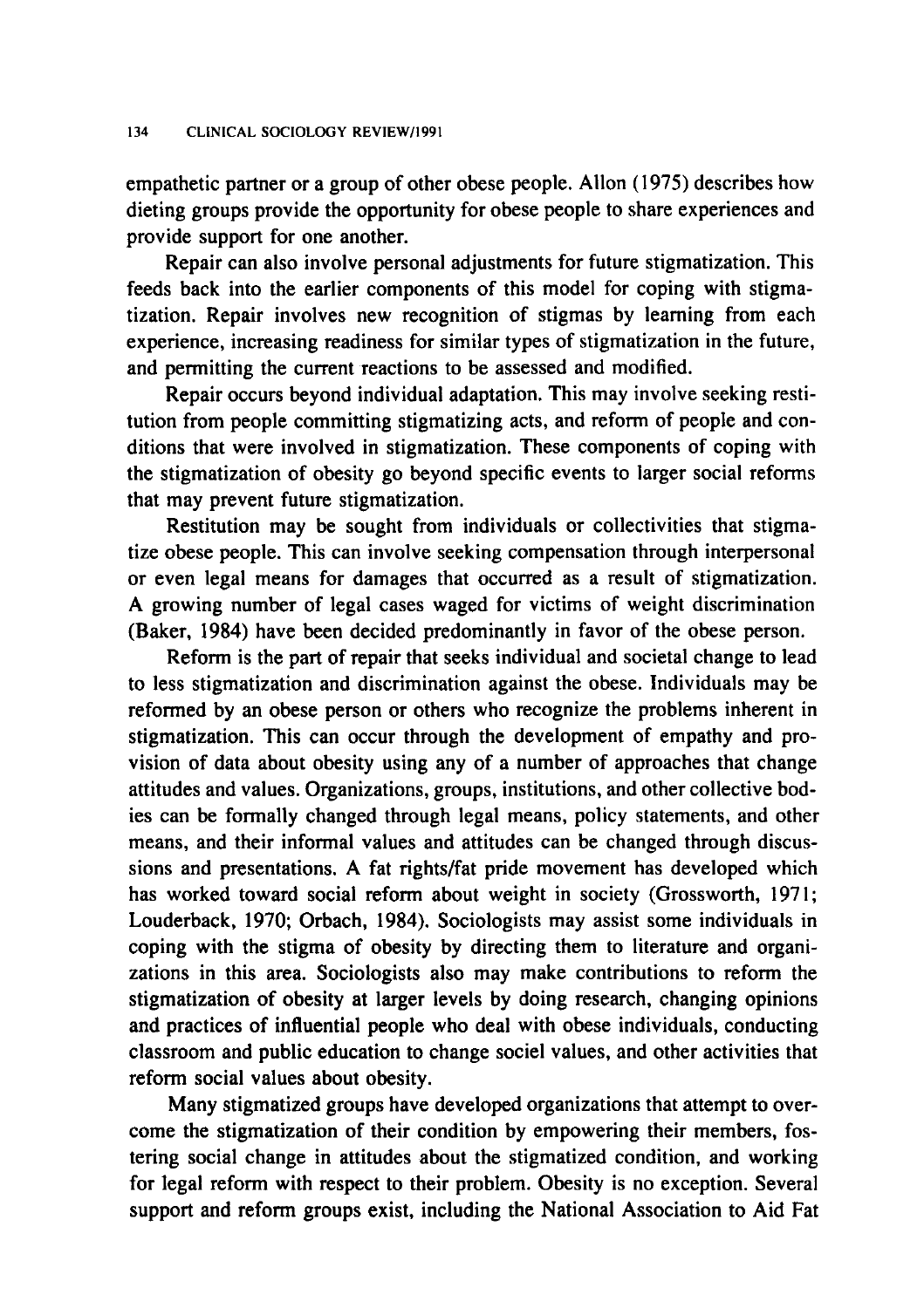empathetic partner or a group of other obese people. Allon (1975) describes how dieting groups provide the opportunity for obese people to share experiences and provide support for one another.

Repair can also involve personal adjustments for future stigmatization. This feeds back into the earlier components of this model for coping with stigmatization. Repair involves new recognition of stigmas by learning from each experience, increasing readiness for similar types of stigmatization in the future, and permitting the current reactions to be assessed and modified.

Repair occurs beyond individual adaptation. This may involve seeking restitution from people committing stigmatizing acts, and reform of people and conditions that were involved in stigmatization. These components of coping with the stigmatization of obesity go beyond specific events to larger social reforms that may prevent future stigmatization.

Restitution may be sought from individuals or collectivities that stigmatize obese people. This can involve seeking compensation through interpersonal or even legal means for damages that occurred as a result of stigmatization. A growing number of legal cases waged for victims of weight discrimination (Baker, 1984) have been decided predominantly in favor of the obese person.

Reform is the part of repair that seeks individual and societal change to lead to less stigmatization and discrimination against the obese. Individuals may be reformed by an obese person or others who recognize the problems inherent in stigmatization. This can occur through the development of empathy and provision of data about obesity using any of a number of approaches that change attitudes and values. Organizations, groups, institutions, and other collective bodies can be formally changed through legal means, policy statements, and other means, and their informal values and attitudes can be changed through discussions and presentations. A fat rights/fat pride movement has developed which has worked toward social reform about weight in society (Grossworth, 1971; Louderback, 1970; Orbach, 1984). Sociologists may assist some individuals in coping with the stigma of obesity by directing them to literature and organizations in this area. Sociologists also may make contributions to reform the stigmatization of obesity at larger levels by doing research, changing opinions and practices of influential people who deal with obese individuals, conducting classroom and public education to change sociel values, and other activities that reform social values about obesity.

Many stigmatized groups have developed organizations that attempt to overcome the stigmatization of their condition by empowering their members, fostering social change in attitudes about the stigmatized condition, and working for legal reform with respect to their problem. Obesity is no exception. Several support and reform groups exist, including the National Association to Aid Fat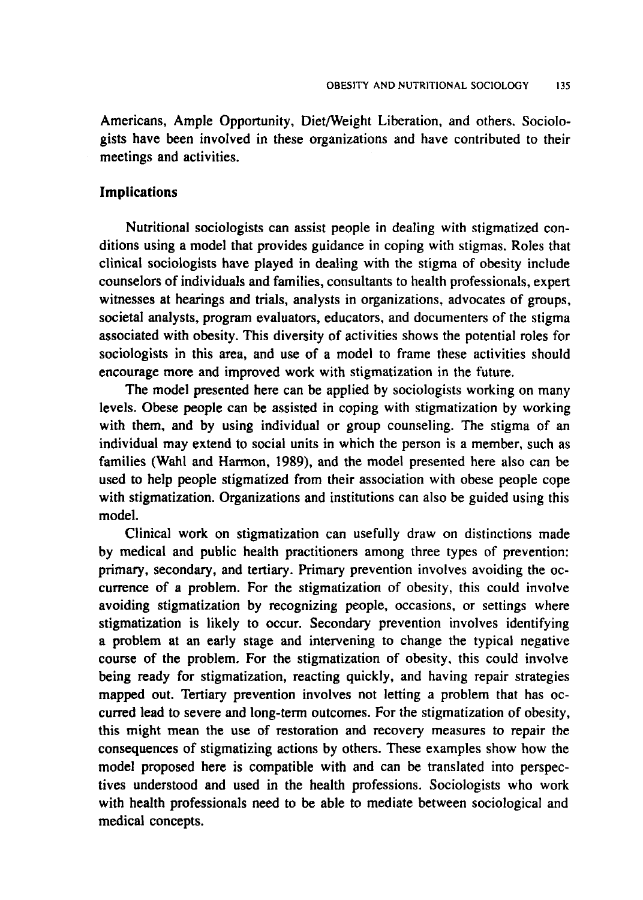Americans, Ample Opportunity, Diet/Weight Liberation, and others. Sociologists have been involved in these organizations and have contributed to their meetings and activities.

## Implications

Nutritional sociologists can assist people in dealing with stigmatized conditions using a model that provides guidance in coping with stigmas. Roles that clinical sociologists have played in dealing with the stigma of obesity include counselors of individuals and families, consultants to health professionals, expert witnesses at hearings and trials, analysts in organizations, advocates of groups, societal analysts, program evaluators, educators, and documenters of the stigma associated with obesity. This diversity of activities shows the potential roles for sociologists in this area, and use of a model to frame these activities should encourage more and improved work with stigmatization in the future.

The model presented here can be applied by sociologists working on many levels. Obese people can be assisted in coping with stigmatization by working with them, and by using individual or group counseling. The stigma of an individual may extend to social units in which the person is a member, such as families (Wahl and Harmon, 1989), and the model presented here also can be used to help people stigmatized from their association with obese people cope with stigmatization. Organizations and institutions can also be guided using this model.

Clinical work on stigmatization can usefully draw on distinctions made by medical and public health practitioners among three types of prevention: primary, secondary, and tertiary. Primary prevention involves avoiding the occurrence of a problem. For the stigmatization of obesity, this could involve avoiding stigmatization by recognizing people, occasions, or settings where stigmatization is likely to occur. Secondary prevention involves identifying a problem at an early stage and intervening to change the typical negative course of the problem. For the stigmatization of obesity, this could involve being ready for stigmatization, reacting quickly, and having repair strategies mapped out. Tertiary prevention involves not letting a problem that has occurred lead to severe and long-term outcomes. For the stigmatization of obesity, this might mean the use of restoration and recovery measures to repair the consequences of stigmatizing actions by others. These examples show how the model proposed here is compatible with and can be translated into perspectives understood and used in the health professions. Sociologists who work with health professionals need to be able to mediate between sociological and medical concepts.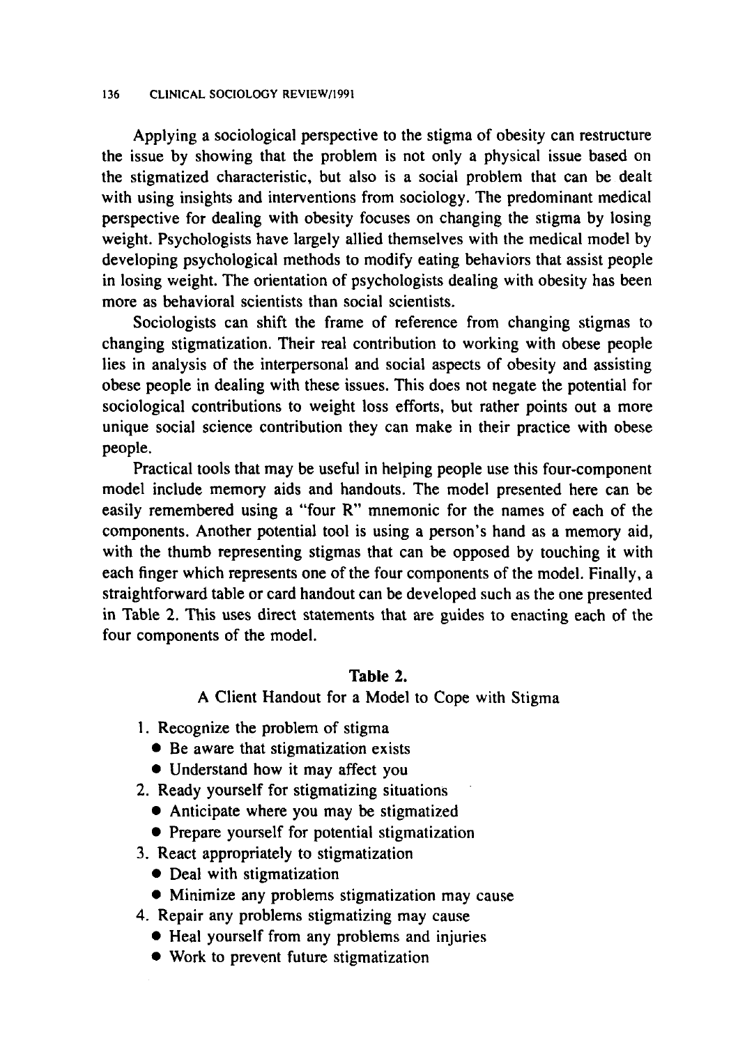Applying a sociological perspective to the stigma of obesity can restructure the issue by showing that the problem is not only a physical issue based on the stigmatized characteristic, but also is a social problem that can be dealt with using insights and interventions from sociology. The predominant medical perspective for dealing with obesity focuses on changing the stigma by losing weight. Psychologists have largely allied themselves with the medical model by developing psychological methods to modify eating behaviors that assist people in losing weight. The orientation of psychologists dealing with obesity has been more as behavioral scientists than social scientists.

Sociologists can shift the frame of reference from changing stigmas to changing stigmatization. Their real contribution to working with obese people lies in analysis of the interpersonal and social aspects of obesity and assisting obese people in dealing with these issues. This does not negate the potential for sociological contributions to weight loss efforts, but rather points out a more unique social science contribution they can make in their practice with obese people.

Practical tools that may be useful in helping people use this four-component model include memory aids and handouts. The model presented here can be easily remembered using a "four R" mnemonic for the names of each of the components. Another potential tool is using a person's hand as a memory aid, with the thumb representing stigmas that can be opposed by touching it with each finger which represents one of the four components of the model. Finally, a straightforward table or card handout can be developed such as the one presented in Table 2. This uses direct statements that are guides to enacting each of the four components of the model.

**Table 2.**

A Client Handout for a Model to Cope with Stigma

1. Recognize the problem of stigma
   - Be aware that stigmatization exists
   - Understand how it may affect you
2. Ready yourself for stigmatizing situations
   - Anticipate where you may be stigmatized
   - Prepare yourself for potential stigmatization
3. React appropriately to stigmatization
   - Deal with stigmatization
   - Minimize any problems stigmatization may cause
4. Repair any problems stigmatizing may cause
   - Heal yourself from any problems and injuries
   - Work to prevent future stigmatization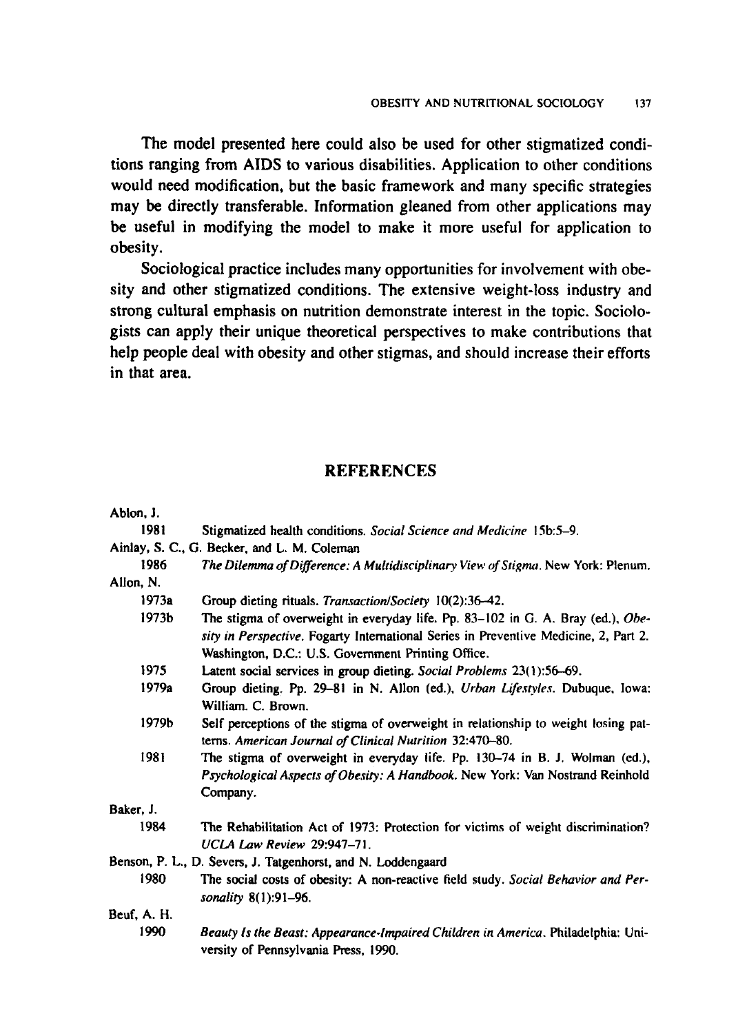The model presented here could also be used for other stigmatized conditions ranging from AIDS to various disabilities. Application to other conditions would need modification, but the basic framework and many specific strategies may be directly transferable. Information gleaned from other applications may be useful in modifying the model to make it more useful for application to obesity.

Sociological practice includes many opportunities for involvement with obesity and other stigmatized conditions. The extensive weight-loss industry and strong cultural emphasis on nutrition demonstrate interest in the topic. Sociologists can apply their unique theoretical perspectives to make contributions that help people deal with obesity and other stigmas, and should increase their efforts in that area.

## REFERENCES

Ablon, J.

1981 Stigmatized health conditions. *Social Science and Medicine* 15b:5–9.

Ainlay, S. C., G. Becker, and L. M. Coleman

1986 *The Dilemma of Difference: A Multidisciplinary View of Stigma*. New York: Plenum.

Allon, N.

1973a Group dieting rituals. *Transaction/Society* 10(2):36–42.

1973b The stigma of overweight in everyday life. Pp. 83–102 in G. A. Bray (ed.), *Obesity in Perspective*. Fogarty International Series in Preventive Medicine, 2, Part 2. Washington, D.C.: U.S. Government Printing Office.

1975 Latent social services in group dieting. *Social Problems* 23(1):56–69.

1979a Group dieting. Pp. 29–81 in N. Allon (ed.), *Urban Lifestyles*. Dubuque, Iowa: William. C. Brown.

1979b Self perceptions of the stigma of overweight in relationship to weight losing patterns. *American Journal of Clinical Nutrition* 32:470–80.

1981 The stigma of overweight in everyday life. Pp. 130–74 in B. J. Wolman (ed.), *Psychological Aspects of Obesity: A Handbook*. New York: Van Nostrand Reinhold Company.

Baker, J.

1984 The Rehabilitation Act of 1973: Protection for victims of weight discrimination? *UCLA Law Review* 29:947–71.

Benson, P. L., D. Severs, J. Tatgenhorst, and N. Loddengaard

1980 The social costs of obesity: A non-reactive field study. *Social Behavior and Personality* 8(1):91–96.

Beuf, A. H.

1990 *Beauty Is the Beast: Appearance-Impaired Children in America*. Philadelphia: University of Pennsylvania Press, 1990.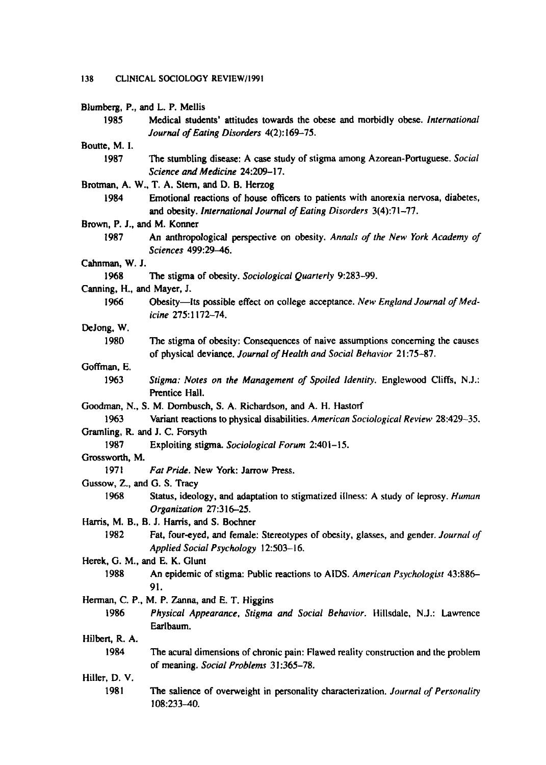Blumberg, P., and L. P. Mellis

1985 Medical students' attitudes towards the obese and morbidly obese. *International Journal of Eating Disorders* 4(2):169–75.

Boutte, M. I.

1987 The stumbling disease: A case study of stigma among Azorean-Portuguese. *Social Science and Medicine* 24:209–17.

Brotman, A. W., T. A. Stern, and D. B. Herzog

1984 Emotional reactions of house officers to patients with anorexia nervosa, diabetes, and obesity. *International Journal of Eating Disorders* 3(4):71–77.

Brown, P. J., and M. Konner

1987 An anthropological perspective on obesity. *Annals of the New York Academy of Sciences* 499:29–46.

Cahnman, W. J.

1968 The stigma of obesity. *Sociological Quarterly* 9:283–99.

Canning, H., and Mayer, J.

1966 Obesity—Its possible effect on college acceptance. *New England Journal of Medicine* 275:1172–74.

DeJong, W.

1980 The stigma of obesity: Consequences of naive assumptions concerning the causes of physical deviance. *Journal of Health and Social Behavior* 21:75–87.

Goffman, E.

1963 *Stigma: Notes on the Management of Spoiled Identity.* Englewood Cliffs, N.J.: Prentice Hall.

Goodman, N., S. M. Dornbusch, S. A. Richardson, and A. H. Hastorf

1963 Variant reactions to physical disabilities. *American Sociological Review* 28:429–35.

Gramling, R. and J. C. Forsyth

1987 Exploiting stigma. *Sociological Forum* 2:401–15.

Grossworth, M.

1971 *Fat Pride.* New York: Jarrow Press.

Gussow, Z., and G. S. Tracy

1968 Status, ideology, and adaptation to stigmatized illness: A study of leprosy. *Human Organization* 27:316–25.

Harris, M. B., B. J. Harris, and S. Bochner

1982 Fat, four-eyed, and female: Stereotypes of obesity, glasses, and gender. *Journal of Applied Social Psychology* 12:503–16.

Herek, G. M., and E. K. Glunt

1988 An epidemic of stigma: Public reactions to AIDS. *American Psychologist* 43:886–91.

Herman, C. P., M. P. Zanna, and E. T. Higgins

1986 *Physical Appearance, Stigma and Social Behavior.* Hillsdale, N.J.: Lawrence Earlbaum.

Hilbert, R. A.

1984 The acural dimensions of chronic pain: Flawed reality construction and the problem of meaning. *Social Problems* 31:365–78.

Hiller, D. V.

1981 The salience of overweight in personality characterization. *Journal of Personality* 108:233–40.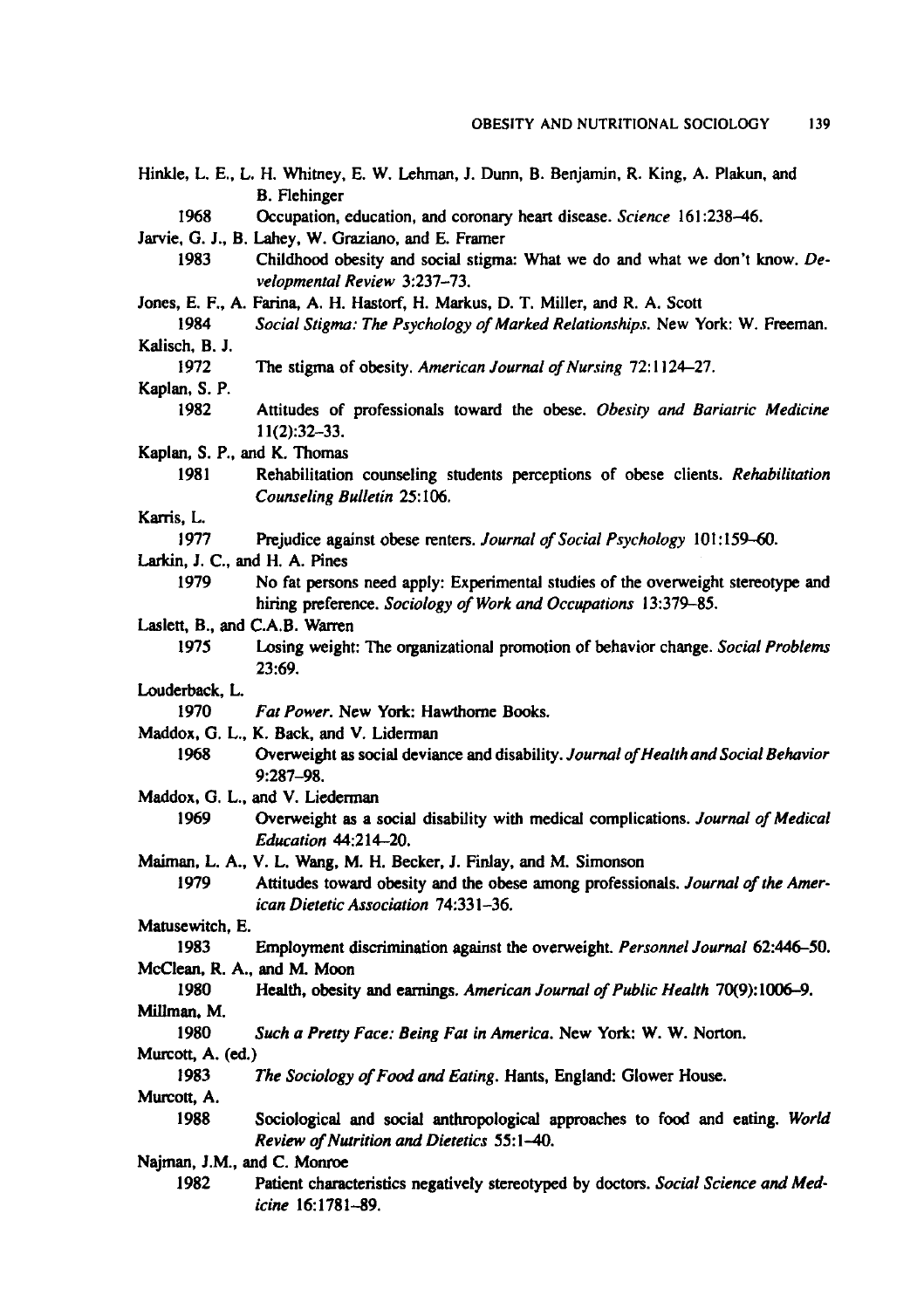Hinkle, L. E., L. H. Whitney, E. W. Lehman, J. Dunn, B. Benjamin, R. King, A. Plakun, and B. Flehinger

1968 Occupation, education, and coronary heart disease. *Science* 161:238–46.

Jarvie, G. J., B. Lahey, W. Graziano, and E. Framer

1983 Childhood obesity and social stigma: What we do and what we don't know. *Developmental Review* 3:237–73.

Jones, E. F., A. Farina, A. H. Hastorf, H. Markus, D. T. Miller, and R. A. Scott

1984 *Social Stigma: The Psychology of Marked Relationships*. New York: W. Freeman.

Kalisch, B. J.

1972 The stigma of obesity. *American Journal of Nursing* 72:1124–27.

Kaplan, S. P.

1982 Attitudes of professionals toward the obese. *Obesity and Bariatric Medicine* 11(2):32–33.

Kaplan, S. P., and K. Thomas

1981 Rehabilitation counseling students perceptions of obese clients. *Rehabilitation Counseling Bulletin* 25:106.

Karris, L.

1977 Prejudice against obese renters. *Journal of Social Psychology* 101:159–60.

Larkin, J. C., and H. A. Pines

1979 No fat persons need apply: Experimental studies of the overweight stereotype and hiring preference. *Sociology of Work and Occupations* 13:379–85.

Laslett, B., and C.A.B. Warren

1975 Losing weight: The organizational promotion of behavior change. *Social Problems* 23:69.

Louderback, L.

1970 *Fat Power*. New York: Hawthorne Books.

Maddox, G. L., K. Back, and V. Liderman

1968 Overweight as social deviance and disability. *Journal of Health and Social Behavior* 9:287–98.

Maddox, G. L., and V. Liederman

1969 Overweight as a social disability with medical complications. *Journal of Medical Education* 44:214–20.

Maiman, L. A., V. L. Wang, M. H. Becker, J. Finlay, and M. Simonson

1979 Attitudes toward obesity and the obese among professionals. *Journal of the American Dietetic Association* 74:331–36.

Matusewitch, E.

1983 Employment discrimination against the overweight. *Personnel Journal* 62:446–50.

McClean, R. A., and M. Moon

1980 Health, obesity and earnings. *American Journal of Public Health* 70(9):1006–9.

Millman, M.

1980 *Such a Pretty Face: Being Fat in America*. New York: W. W. Norton.

Murcott, A. (ed.)

1983 *The Sociology of Food and Eating*. Hants, England: Glower House.

Murcott, A.

1988 Sociological and social anthropological approaches to food and eating. *World Review of Nutrition and Dietetics* 55:1–40.

Najman, J.M., and C. Monroe

1982 Patient characteristics negatively stereotyped by doctors. *Social Science and Medicine* 16:1781–89.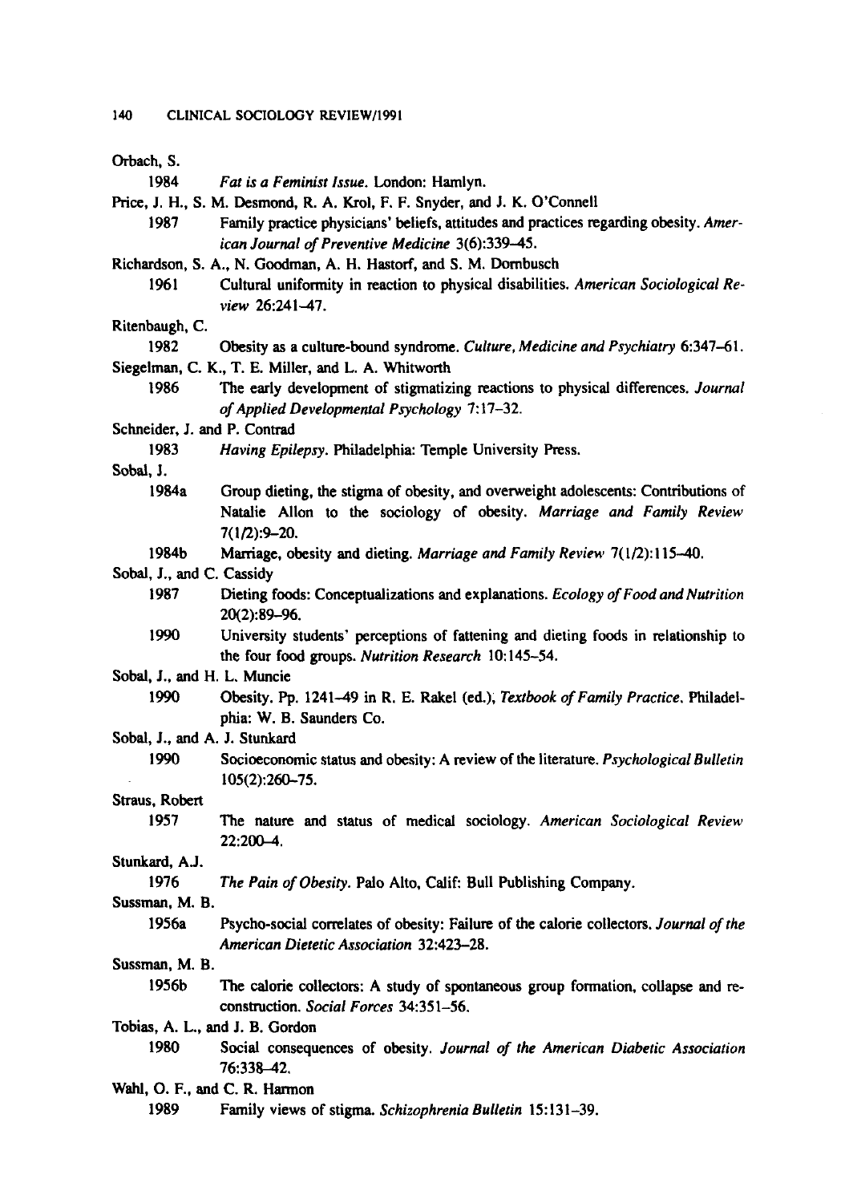Orbach, S.

1984 *Fat is a Feminist Issue*. London: Hamlyn.

Price, J. H., S. M. Desmond, R. A. Krol, F. F. Snyder, and J. K. O'Connell

1987 Family practice physicians' beliefs, attitudes and practices regarding obesity. *American Journal of Preventive Medicine* 3(6):339–45.

Richardson, S. A., N. Goodman, A. H. Hastorf, and S. M. Dornbusch

1961 Cultural uniformity in reaction to physical disabilities. *American Sociological Review* 26:241–47.

Ritenbaugh, C.

1982 Obesity as a culture-bound syndrome. *Culture, Medicine and Psychiatry* 6:347–61.

Siegelman, C. K., T. E. Miller, and L. A. Whitworth

1986 The early development of stigmatizing reactions to physical differences. *Journal of Applied Developmental Psychology* 7:17–32.

Schneider, J. and P. Contrad

1983 *Having Epilepsy*. Philadelphia: Temple University Press.

Sobal, J.

1984a Group dieting, the stigma of obesity, and overweight adolescents: Contributions of Natalie Allon to the sociology of obesity. *Marriage and Family Review* 7(1/2):9–20.

1984b Marriage, obesity and dieting. *Marriage and Family Review* 7(1/2):115–40.

Sobal, J., and C. Cassidy

1987 Dieting foods: Conceptualizations and explanations. *Ecology of Food and Nutrition* 20(2):89–96.

1990 University students' perceptions of fattening and dieting foods in relationship to the four food groups. *Nutrition Research* 10:145–54.

Sobal, J., and H. L. Muncie

1990 Obesity. Pp. 1241–49 in R. E. Rakel (ed.), *Textbook of Family Practice*. Philadelphia: W. B. Saunders Co.

Sobal, J., and A. J. Stunkard

1990 Socioeconomic status and obesity: A review of the literature. *Psychological Bulletin* 105(2):260–75.

Straus, Robert

1957 The nature and status of medical sociology. *American Sociological Review* 22:200–4.

Stunkard, A.J.

1976 *The Pain of Obesity*. Palo Alto, Calif: Bull Publishing Company.

Sussman, M. B.

1956a Psycho-social correlates of obesity: Failure of the calorie collectors. *Journal of the American Dietetic Association* 32:423–28.

Sussman, M. B.

1956b The calorie collectors: A study of spontaneous group formation, collapse and reconstruction. *Social Forces* 34:351–56.

Tobias, A. L., and J. B. Gordon

1980 Social consequences of obesity. *Journal of the American Diabetic Association* 76:338–42.

Wahl, O. F., and C. R. Harmon

1989 Family views of stigma. *Schizophrenia Bulletin* 15:131–39.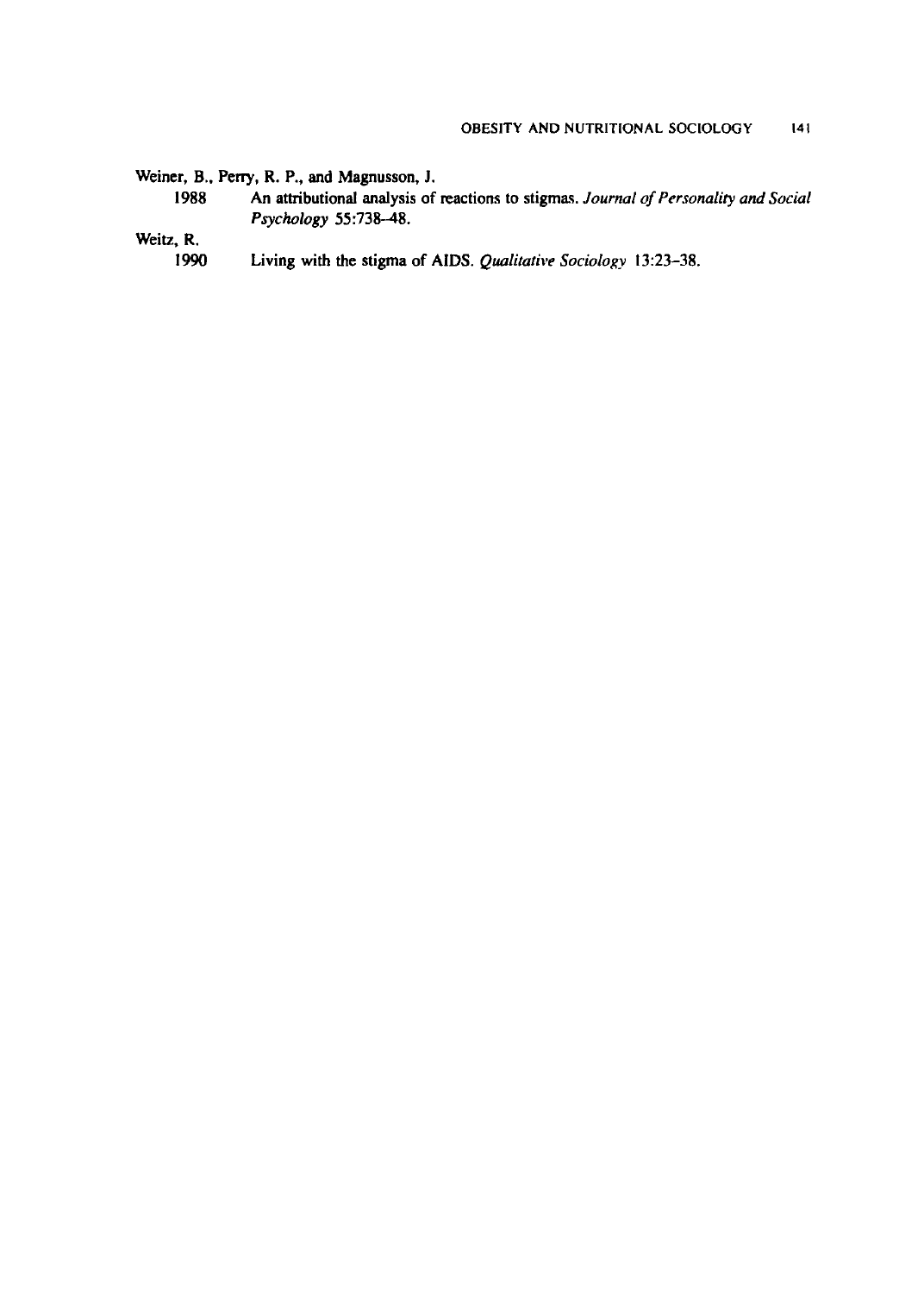Weiner, B., Perry, R. P., and Magnusson, J.

1988 An attributional analysis of reactions to stigmas. *Journal of Personality and Social Psychology* 55:738–48.

Weitz, R.

1990 Living with the stigma of AIDS. *Qualitative Sociology* 13:23–38.